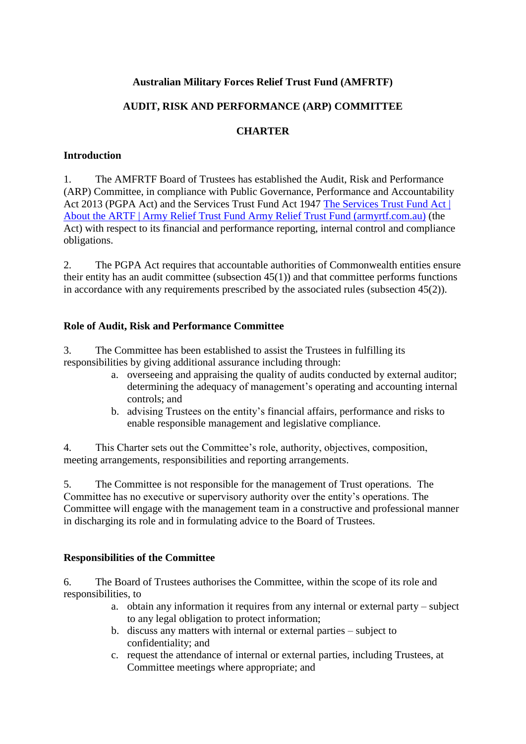**Australian Military Forces Relief Trust Fund (AMFRTF)**

**AUDIT, RISK AND PERFORMANCE (ARP) COMMITTEE**

**CHARTER**

## Introduction

1. The AMFRTF Board of Trustees has established the Audit, Risk and Performance (ARP) Committee, in compliance with Public Governance, Performance and Accountability Act 2013 (PGPA Act) and the Services Trust Fund Act 1947 [The Services Trust Fund Act | About the ARTF | Army Relief Trust Fund Army Relief Trust Fund (armyrtf.com.au)] (the Act) with respect to its financial and performance reporting, internal control and compliance obligations.

2. The PGPA Act requires that accountable authorities of Commonwealth entities ensure their entity has an audit committee (subsection 45(1)) and that committee performs functions in accordance with any requirements prescribed by the associated rules (subsection 45(2)).

## Role of Audit, Risk and Performance Committee

3. The Committee has been established to assist the Trustees in fulfilling its responsibilities by giving additional assurance including through:
   a. overseeing and appraising the quality of audits conducted by external auditor; determining the adequacy of management's operating and accounting internal controls; and
   b. advising Trustees on the entity's financial affairs, performance and risks to enable responsible management and legislative compliance.

4. This Charter sets out the Committee's role, authority, objectives, composition, meeting arrangements, responsibilities and reporting arrangements.

5. The Committee is not responsible for the management of Trust operations. The Committee has no executive or supervisory authority over the entity's operations. The Committee will engage with the management team in a constructive and professional manner in discharging its role and in formulating advice to the Board of Trustees.

## Responsibilities of the Committee

6. The Board of Trustees authorises the Committee, within the scope of its role and responsibilities, to
   a. obtain any information it requires from any internal or external party – subject to any legal obligation to protect information;
   b. discuss any matters with internal or external parties – subject to confidentiality; and
   c. request the attendance of internal or external parties, including Trustees, at Committee meetings where appropriate; and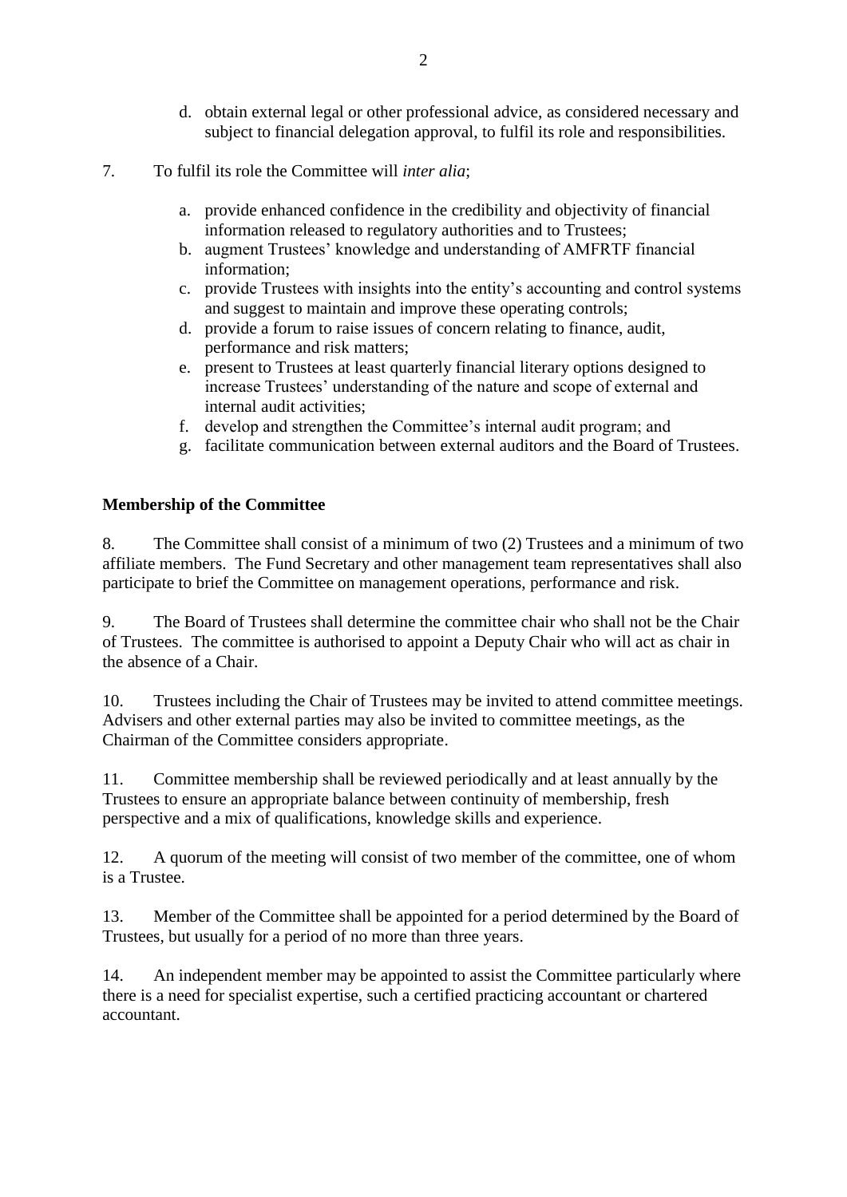d. obtain external legal or other professional advice, as considered necessary and subject to financial delegation approval, to fulfil its role and responsibilities.

7. To fulfil its role the Committee will *inter alia*;

   a. provide enhanced confidence in the credibility and objectivity of financial information released to regulatory authorities and to Trustees;
   b. augment Trustees' knowledge and understanding of AMFRTF financial information;
   c. provide Trustees with insights into the entity's accounting and control systems and suggest to maintain and improve these operating controls;
   d. provide a forum to raise issues of concern relating to finance, audit, performance and risk matters;
   e. present to Trustees at least quarterly financial literary options designed to increase Trustees' understanding of the nature and scope of external and internal audit activities;
   f. develop and strengthen the Committee's internal audit program; and
   g. facilitate communication between external auditors and the Board of Trustees.

**Membership of the Committee**

8. The Committee shall consist of a minimum of two (2) Trustees and a minimum of two affiliate members. The Fund Secretary and other management team representatives shall also participate to brief the Committee on management operations, performance and risk.

9. The Board of Trustees shall determine the committee chair who shall not be the Chair of Trustees. The committee is authorised to appoint a Deputy Chair who will act as chair in the absence of a Chair.

10. Trustees including the Chair of Trustees may be invited to attend committee meetings. Advisers and other external parties may also be invited to committee meetings, as the Chairman of the Committee considers appropriate.

11. Committee membership shall be reviewed periodically and at least annually by the Trustees to ensure an appropriate balance between continuity of membership, fresh perspective and a mix of qualifications, knowledge skills and experience.

12. A quorum of the meeting will consist of two member of the committee, one of whom is a Trustee.

13. Member of the Committee shall be appointed for a period determined by the Board of Trustees, but usually for a period of no more than three years.

14. An independent member may be appointed to assist the Committee particularly where there is a need for specialist expertise, such a certified practicing accountant or chartered accountant.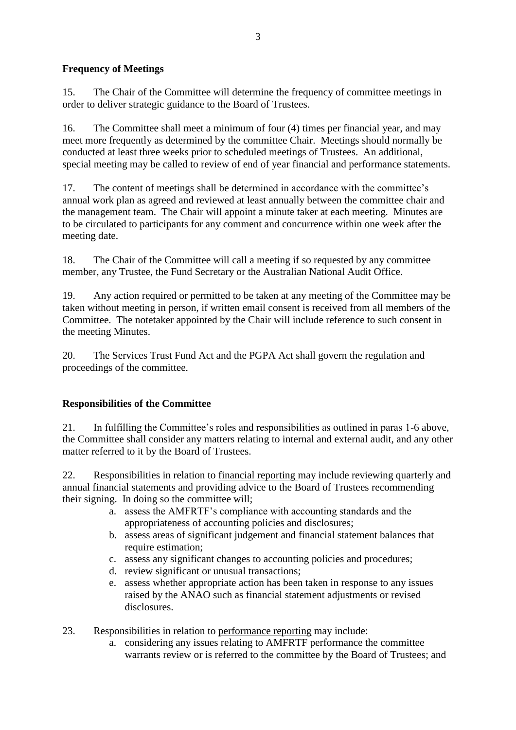**Frequency of Meetings**

15. The Chair of the Committee will determine the frequency of committee meetings in order to deliver strategic guidance to the Board of Trustees.

16. The Committee shall meet a minimum of four (4) times per financial year, and may meet more frequently as determined by the committee Chair. Meetings should normally be conducted at least three weeks prior to scheduled meetings of Trustees. An additional, special meeting may be called to review of end of year financial and performance statements.

17. The content of meetings shall be determined in accordance with the committee's annual work plan as agreed and reviewed at least annually between the committee chair and the management team. The Chair will appoint a minute taker at each meeting. Minutes are to be circulated to participants for any comment and concurrence within one week after the meeting date.

18. The Chair of the Committee will call a meeting if so requested by any committee member, any Trustee, the Fund Secretary or the Australian National Audit Office.

19. Any action required or permitted to be taken at any meeting of the Committee may be taken without meeting in person, if written email consent is received from all members of the Committee. The notetaker appointed by the Chair will include reference to such consent in the meeting Minutes.

20. The Services Trust Fund Act and the PGPA Act shall govern the regulation and proceedings of the committee.

**Responsibilities of the Committee**

21. In fulfilling the Committee's roles and responsibilities as outlined in paras 1-6 above, the Committee shall consider any matters relating to internal and external audit, and any other matter referred to it by the Board of Trustees.

22. Responsibilities in relation to <u>financial reporting</u> may include reviewing quarterly and annual financial statements and providing advice to the Board of Trustees recommending their signing. In doing so the committee will;

a. assess the AMFRTF's compliance with accounting standards and the appropriateness of accounting policies and disclosures;
b. assess areas of significant judgement and financial statement balances that require estimation;
c. assess any significant changes to accounting policies and procedures;
d. review significant or unusual transactions;
e. assess whether appropriate action has been taken in response to any issues raised by the ANAO such as financial statement adjustments or revised disclosures.

23. Responsibilities in relation to <u>performance reporting</u> may include:

a. considering any issues relating to AMFRTF performance the committee warrants review or is referred to the committee by the Board of Trustees; and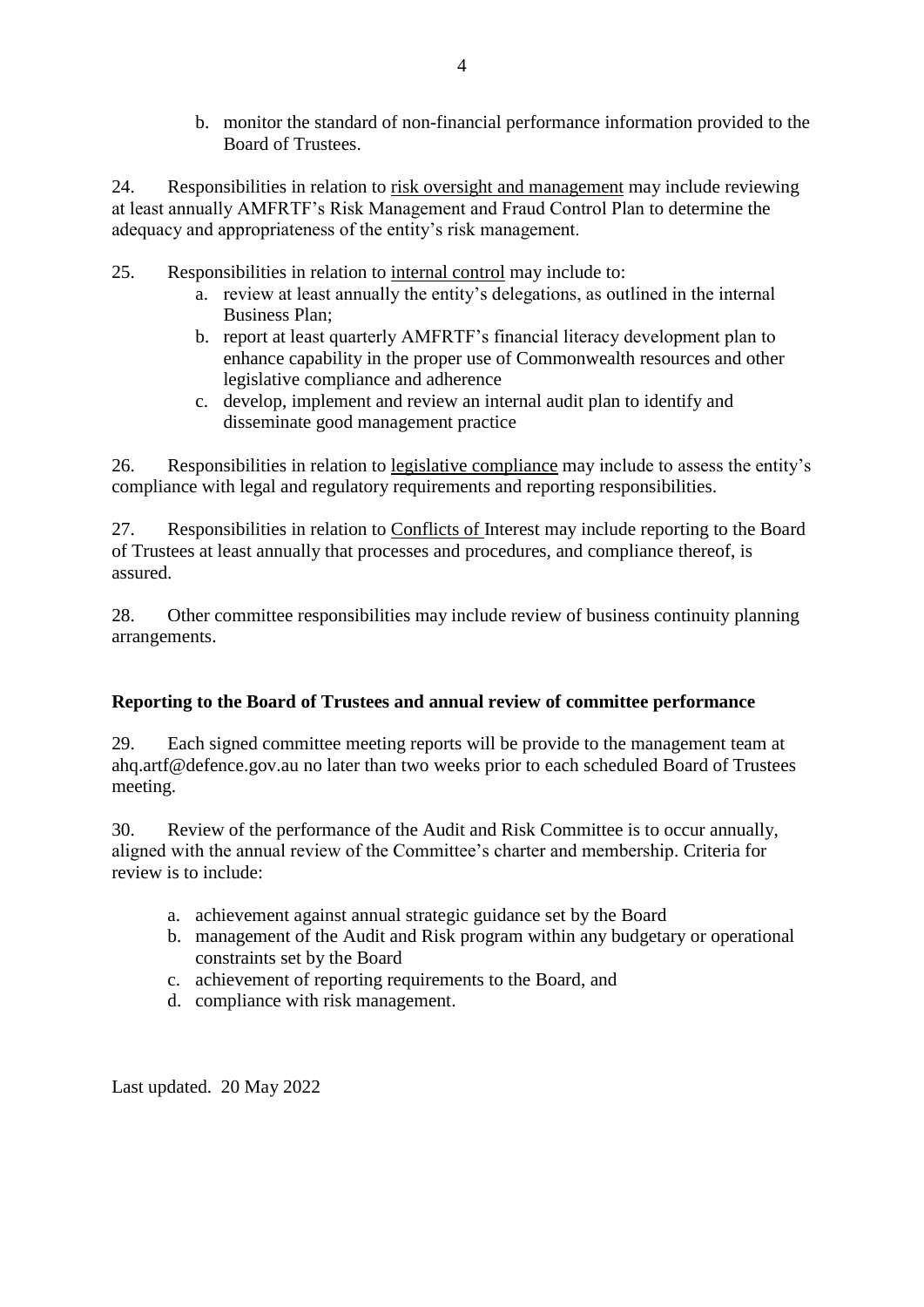b. monitor the standard of non-financial performance information provided to the Board of Trustees.

24. Responsibilities in relation to risk oversight and management may include reviewing at least annually AMFRTF's Risk Management and Fraud Control Plan to determine the adequacy and appropriateness of the entity's risk management.

25. Responsibilities in relation to internal control may include to:

a. review at least annually the entity's delegations, as outlined in the internal Business Plan;
b. report at least quarterly AMFRTF's financial literacy development plan to enhance capability in the proper use of Commonwealth resources and other legislative compliance and adherence
c. develop, implement and review an internal audit plan to identify and disseminate good management practice

26. Responsibilities in relation to legislative compliance may include to assess the entity's compliance with legal and regulatory requirements and reporting responsibilities.

27. Responsibilities in relation to Conflicts of Interest may include reporting to the Board of Trustees at least annually that processes and procedures, and compliance thereof, is assured.

28. Other committee responsibilities may include review of business continuity planning arrangements.

**Reporting to the Board of Trustees and annual review of committee performance**

29. Each signed committee meeting reports will be provide to the management team at ahq.artf@defence.gov.au no later than two weeks prior to each scheduled Board of Trustees meeting.

30. Review of the performance of the Audit and Risk Committee is to occur annually, aligned with the annual review of the Committee's charter and membership. Criteria for review is to include:

a. achievement against annual strategic guidance set by the Board
b. management of the Audit and Risk program within any budgetary or operational constraints set by the Board
c. achievement of reporting requirements to the Board, and
d. compliance with risk management.

Last updated. 20 May 2022